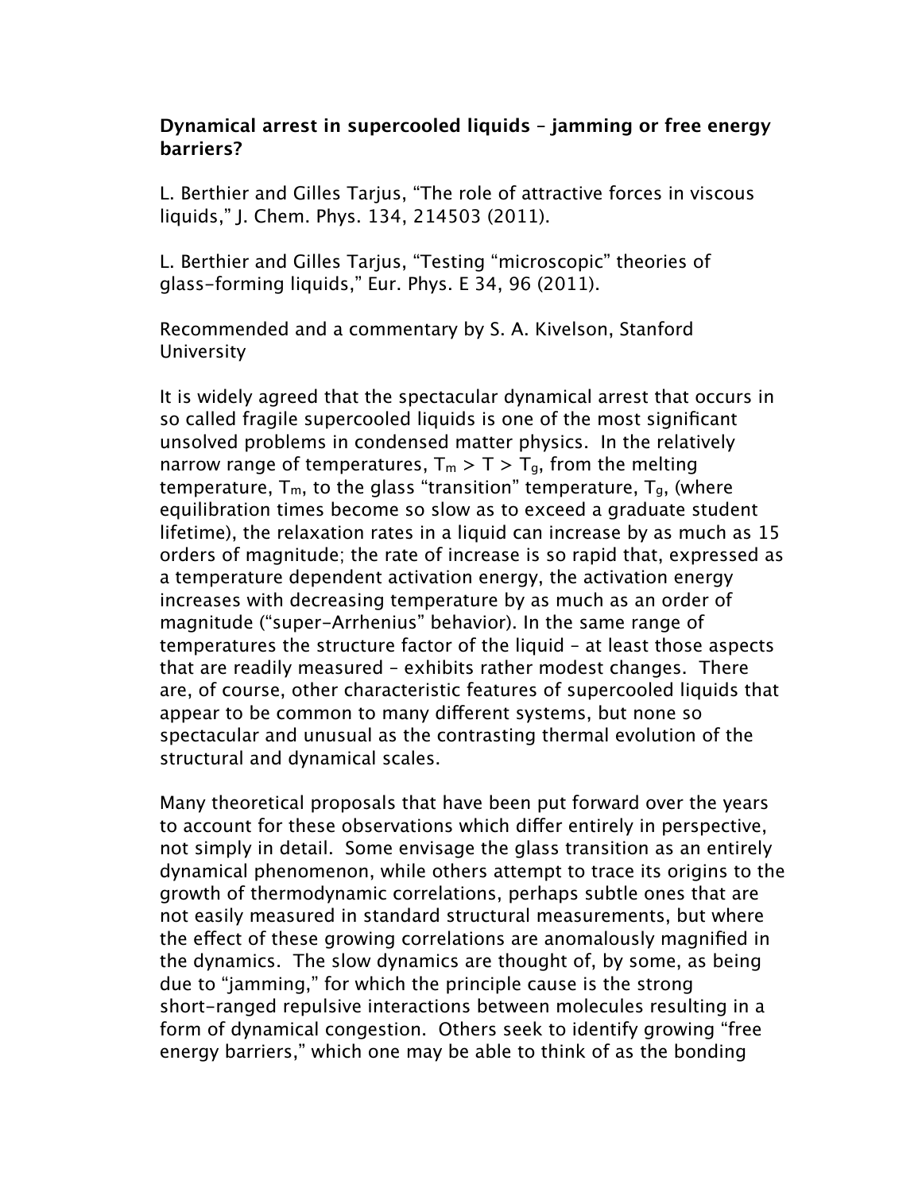**Dynamical arrest in supercooled liquids – jamming or free energy barriers?**

L. Berthier and Gilles Tarjus, "The role of attractive forces in viscous liquids," J. Chem. Phys. 134, 214503 (2011).

L. Berthier and Gilles Tarjus, "Testing "microscopic" theories of glass-forming liquids," Eur. Phys. E 34, 96 (2011).

Recommended and a commentary by S. A. Kivelson, Stanford University

It is widely agreed that the spectacular dynamical arrest that occurs in so called fragile supercooled liquids is one of the most significant unsolved problems in condensed matter physics. In the relatively narrow range of temperatures, $T_m > T > T_g$, from the melting temperature, $T_m$, to the glass "transition" temperature, $T_g$, (where equilibration times become so slow as to exceed a graduate student lifetime), the relaxation rates in a liquid can increase by as much as 15 orders of magnitude; the rate of increase is so rapid that, expressed as a temperature dependent activation energy, the activation energy increases with decreasing temperature by as much as an order of magnitude ("super-Arrhenius" behavior). In the same range of temperatures the structure factor of the liquid – at least those aspects that are readily measured – exhibits rather modest changes. There are, of course, other characteristic features of supercooled liquids that appear to be common to many different systems, but none so spectacular and unusual as the contrasting thermal evolution of the structural and dynamical scales.

Many theoretical proposals that have been put forward over the years to account for these observations which differ entirely in perspective, not simply in detail. Some envisage the glass transition as an entirely dynamical phenomenon, while others attempt to trace its origins to the growth of thermodynamic correlations, perhaps subtle ones that are not easily measured in standard structural measurements, but where the effect of these growing correlations are anomalously magnified in the dynamics. The slow dynamics are thought of, by some, as being due to "jamming," for which the principle cause is the strong short-ranged repulsive interactions between molecules resulting in a form of dynamical congestion. Others seek to identify growing "free energy barriers," which one may be able to think of as the bonding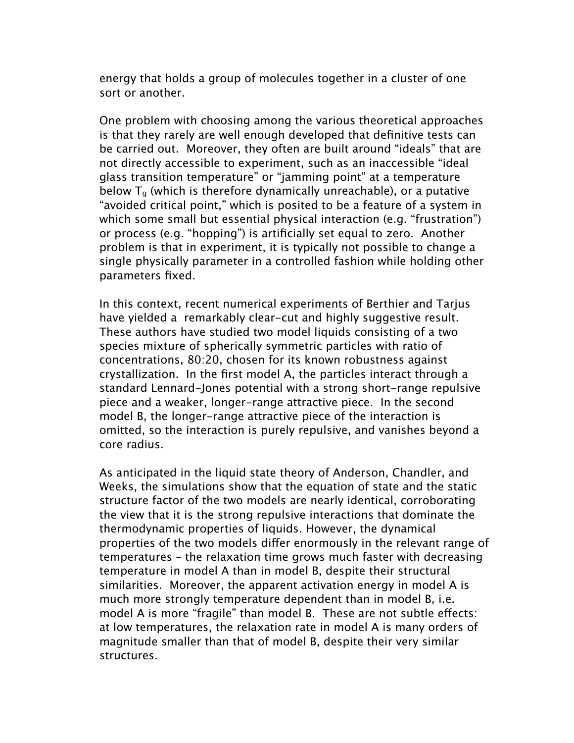energy that holds a group of molecules together in a cluster of one sort or another.

One problem with choosing among the various theoretical approaches is that they rarely are well enough developed that definitive tests can be carried out. Moreover, they often are built around "ideals" that are not directly accessible to experiment, such as an inaccessible "ideal glass transition temperature" or "jamming point" at a temperature below $T_g$ (which is therefore dynamically unreachable), or a putative "avoided critical point," which is posited to be a feature of a system in which some small but essential physical interaction (e.g. "frustration") or process (e.g. "hopping") is artificially set equal to zero. Another problem is that in experiment, it is typically not possible to change a single physically parameter in a controlled fashion while holding other parameters fixed.

In this context, recent numerical experiments of Berthier and Tarjus have yielded a remarkably clear-cut and highly suggestive result. These authors have studied two model liquids consisting of a two species mixture of spherically symmetric particles with ratio of concentrations, 80:20, chosen for its known robustness against crystallization. In the first model A, the particles interact through a standard Lennard-Jones potential with a strong short-range repulsive piece and a weaker, longer-range attractive piece. In the second model B, the longer-range attractive piece of the interaction is omitted, so the interaction is purely repulsive, and vanishes beyond a core radius.

As anticipated in the liquid state theory of Anderson, Chandler, and Weeks, the simulations show that the equation of state and the static structure factor of the two models are nearly identical, corroborating the view that it is the strong repulsive interactions that dominate the thermodynamic properties of liquids. However, the dynamical properties of the two models differ enormously in the relevant range of temperatures – the relaxation time grows much faster with decreasing temperature in model A than in model B, despite their structural similarities. Moreover, the apparent activation energy in model A is much more strongly temperature dependent than in model B, i.e. model A is more "fragile" than model B. These are not subtle effects: at low temperatures, the relaxation rate in model A is many orders of magnitude smaller than that of model B, despite their very similar structures.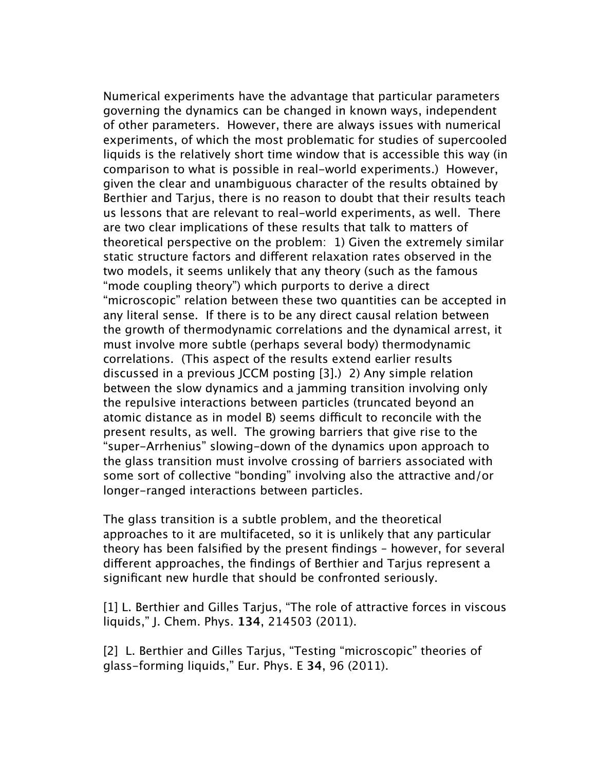Numerical experiments have the advantage that particular parameters governing the dynamics can be changed in known ways, independent of other parameters. However, there are always issues with numerical experiments, of which the most problematic for studies of supercooled liquids is the relatively short time window that is accessible this way (in comparison to what is possible in real-world experiments.) However, given the clear and unambiguous character of the results obtained by Berthier and Tarjus, there is no reason to doubt that their results teach us lessons that are relevant to real-world experiments, as well. There are two clear implications of these results that talk to matters of theoretical perspective on the problem: 1) Given the extremely similar static structure factors and different relaxation rates observed in the two models, it seems unlikely that any theory (such as the famous "mode coupling theory") which purports to derive a direct "microscopic" relation between these two quantities can be accepted in any literal sense. If there is to be any direct causal relation between the growth of thermodynamic correlations and the dynamical arrest, it must involve more subtle (perhaps several body) thermodynamic correlations. (This aspect of the results extend earlier results discussed in a previous JCCM posting [3].) 2) Any simple relation between the slow dynamics and a jamming transition involving only the repulsive interactions between particles (truncated beyond an atomic distance as in model B) seems difficult to reconcile with the present results, as well. The growing barriers that give rise to the "super-Arrhenius" slowing-down of the dynamics upon approach to the glass transition must involve crossing of barriers associated with some sort of collective "bonding" involving also the attractive and/or longer-ranged interactions between particles.

The glass transition is a subtle problem, and the theoretical approaches to it are multifaceted, so it is unlikely that any particular theory has been falsified by the present findings – however, for several different approaches, the findings of Berthier and Tarjus represent a significant new hurdle that should be confronted seriously.

[1] L. Berthier and Gilles Tarjus, "The role of attractive forces in viscous liquids," J. Chem. Phys. **134**, 214503 (2011).

[2] L. Berthier and Gilles Tarjus, "Testing "microscopic" theories of glass-forming liquids," Eur. Phys. E **34**, 96 (2011).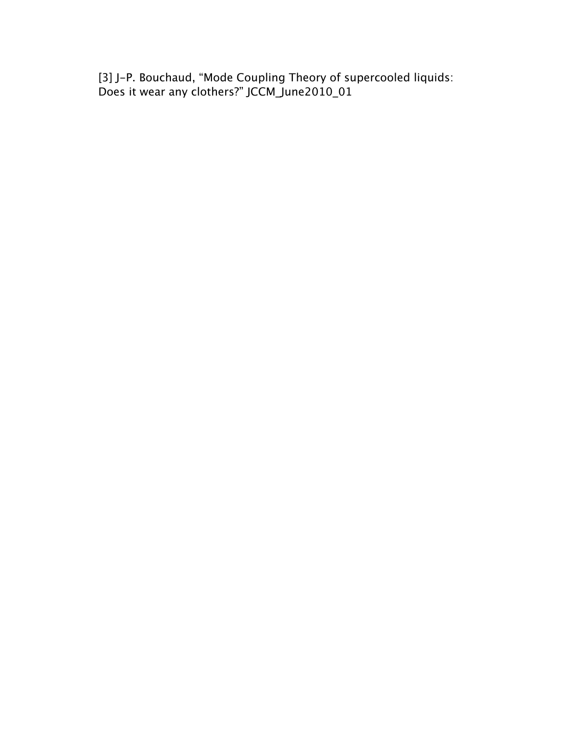[3] J-P. Bouchaud, “Mode Coupling Theory of supercooled liquids: Does it wear any clothers?” JCCM_June2010_01